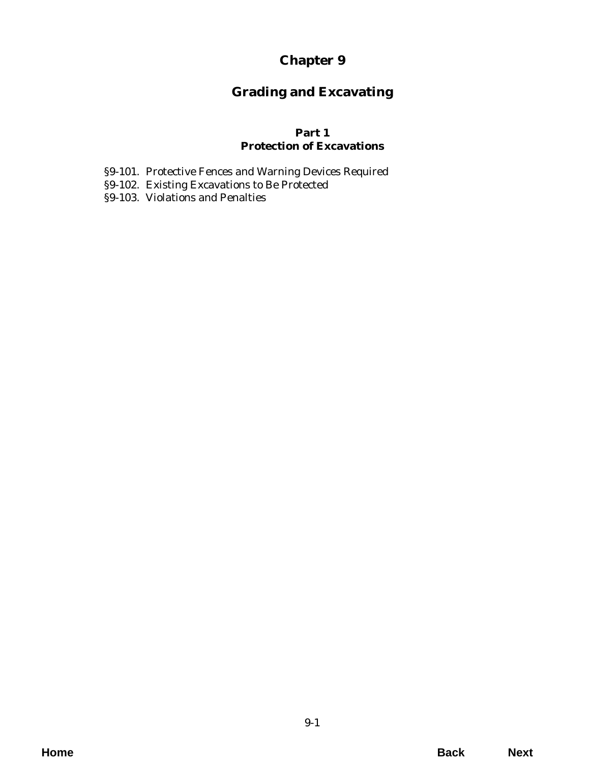# Chapter 9

# Grading and Excavating

## Part 1
## Protection of Excavations

§9-101. Protective Fences and Warning Devices Required
§9-102. Existing Excavations to Be Protected
§9-103. Violations and Penalties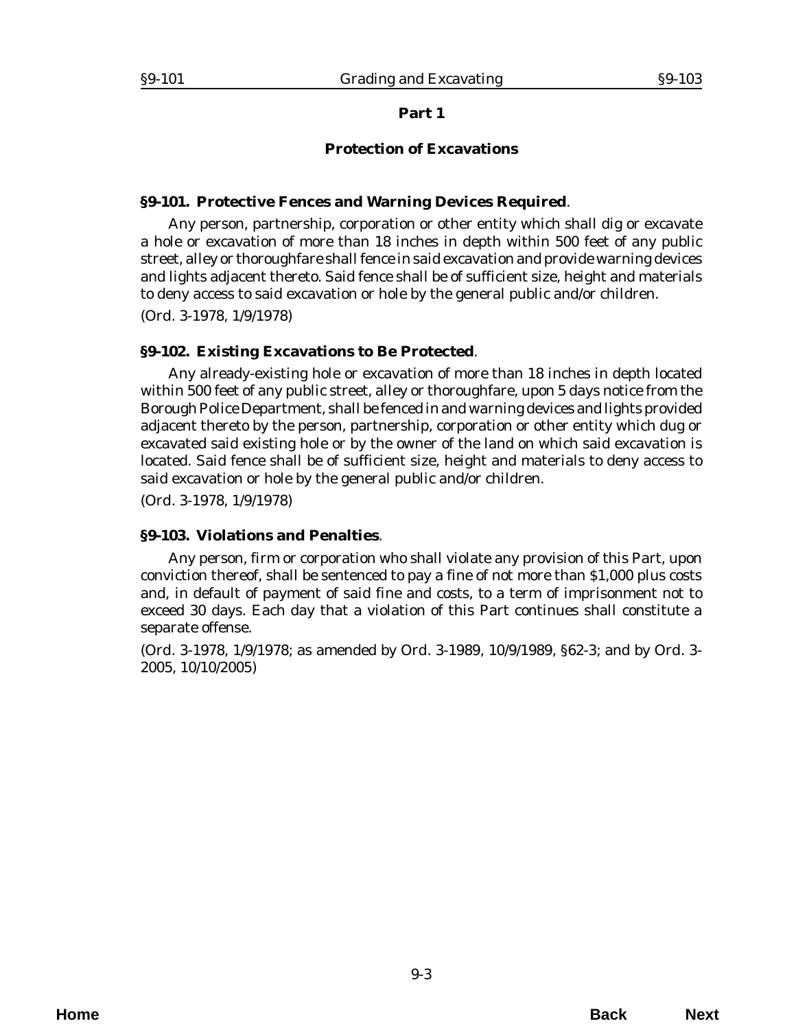## Part 1

## Protection of Excavations

### §9-101. Protective Fences and Warning Devices Required.

Any person, partnership, corporation or other entity which shall dig or excavate a hole or excavation of more than 18 inches in depth within 500 feet of any public street, alley or thoroughfare shall fence in said excavation and provide warning devices and lights adjacent thereto. Said fence shall be of sufficient size, height and materials to deny access to said excavation or hole by the general public and/or children.

(*Ord. 3-1978*, 1/9/1978)

### §9-102. Existing Excavations to Be Protected.

Any already-existing hole or excavation of more than 18 inches in depth located within 500 feet of any public street, alley or thoroughfare, upon 5 days notice from the Borough Police Department, shall be fenced in and warning devices and lights provided adjacent thereto by the person, partnership, corporation or other entity which dug or excavated said existing hole or by the owner of the land on which said excavation is located. Said fence shall be of sufficient size, height and materials to deny access to said excavation or hole by the general public and/or children.

(*Ord. 3-1978*, 1/9/1978)

### §9-103. Violations and Penalties.

Any person, firm or corporation who shall violate any provision of this Part, upon conviction thereof, shall be sentenced to pay a fine of not more than $1,000 plus costs and, in default of payment of said fine and costs, to a term of imprisonment not to exceed 30 days. Each day that a violation of this Part continues shall constitute a separate offense.

(*Ord. 3-1978*, 1/9/1978; as amended by *Ord. 3-1989*, 10/9/1989, §62-3; and by *Ord. 3-2005*, 10/10/2005)